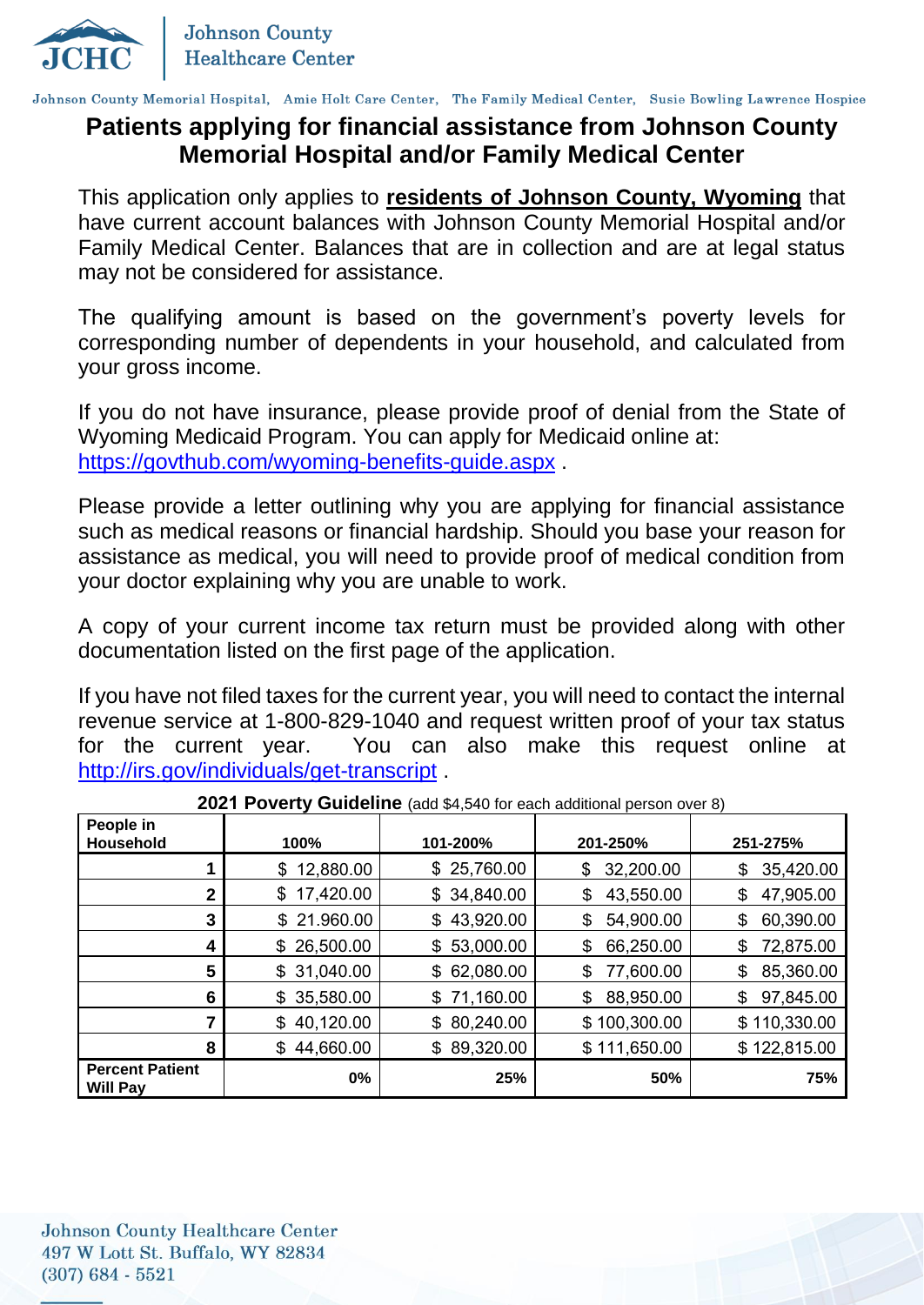Johnson County Healthcare Center

Johnson County Memorial Hospital, Amie Holt Care Center, The Family Medical Center, Susie Bowling Lawrence Hospice

# Patients applying for financial assistance from Johnson County Memorial Hospital and/or Family Medical Center

This application only applies to **residents of Johnson County, Wyoming** that have current account balances with Johnson County Memorial Hospital and/or Family Medical Center. Balances that are in collection and are at legal status may not be considered for assistance.

The qualifying amount is based on the government's poverty levels for corresponding number of dependents in your household, and calculated from your gross income.

If you do not have insurance, please provide proof of denial from the State of Wyoming Medicaid Program. You can apply for Medicaid online at: https://govthub.com/wyoming-benefits-guide.aspx .

Please provide a letter outlining why you are applying for financial assistance such as medical reasons or financial hardship. Should you base your reason for assistance as medical, you will need to provide proof of medical condition from your doctor explaining why you are unable to work.

A copy of your current income tax return must be provided along with other documentation listed on the first page of the application.

If you have not filed taxes for the current year, you will need to contact the internal revenue service at 1-800-829-1040 and request written proof of your tax status for the current year. You can also make this request online at http://irs.gov/individuals/get-transcript .

**2021 Poverty Guideline** (add $4,540 for each additional person over 8)

| People in Household | 100% | 101-200% | 201-250% | 251-275% |
|---|---|---|---|---|
| 1 | $ 12,880.00 | $ 25,760.00 | $ 32,200.00 | $ 35,420.00 |
| 2 | $ 17,420.00 | $ 34,840.00 | $ 43,550.00 | $ 47,905.00 |
| 3 | $ 21.960.00 | $ 43,920.00 | $ 54,900.00 | $ 60,390.00 |
| 4 | $ 26,500.00 | $ 53,000.00 | $ 66,250.00 | $ 72,875.00 |
| 5 | $ 31,040.00 | $ 62,080.00 | $ 77,600.00 | $ 85,360.00 |
| 6 | $ 35,580.00 | $ 71,160.00 | $ 88,950.00 | $ 97,845.00 |
| 7 | $ 40,120.00 | $ 80,240.00 | $ 100,300.00 | $ 110,330.00 |
| 8 | $ 44,660.00 | $ 89,320.00 | $ 111,650.00 | $ 122,815.00 |
| **Percent Patient Will Pay** | **0%** | **25%** | **50%** | **75%** |

Johnson County Healthcare Center
497 W Lott St. Buffalo, WY 82834
(307) 684 - 5521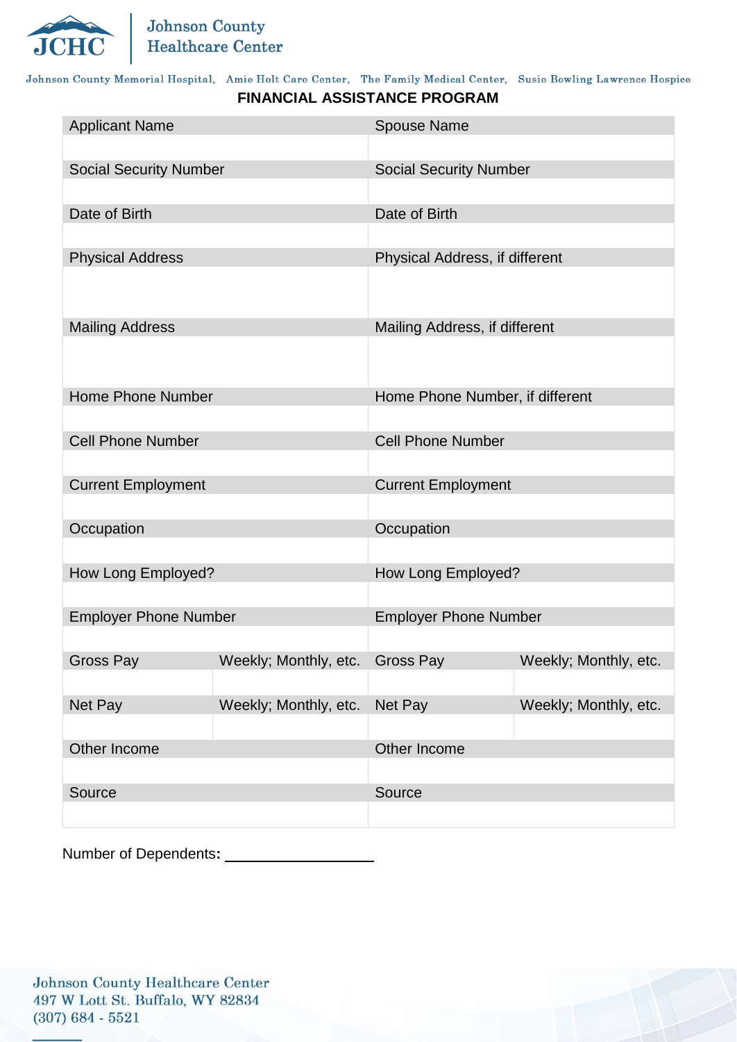Johnson County Healthcare Center

Johnson County Memorial Hospital, Amie Holt Care Center, The Family Medical Center, Susie Bowling Lawrence Hospice

**FINANCIAL ASSISTANCE PROGRAM**

| Applicant Name | | Spouse Name | |
|---|---|---|---|
| | | | |
| Social Security Number | | Social Security Number | |
| | | | |
| Date of Birth | | Date of Birth | |
| | | | |
| Physical Address | | Physical Address, if different | |
| | | | |
| Mailing Address | | Mailing Address, if different | |
| | | | |
| Home Phone Number | | Home Phone Number, if different | |
| | | | |
| Cell Phone Number | | Cell Phone Number | |
| | | | |
| Current Employment | | Current Employment | |
| | | | |
| Occupation | | Occupation | |
| | | | |
| How Long Employed? | | How Long Employed? | |
| | | | |
| Employer Phone Number | | Employer Phone Number | |
| | | | |
| Gross Pay | Weekly; Monthly, etc. | Gross Pay | Weekly; Monthly, etc. |
| | | | |
| Net Pay | Weekly; Monthly, etc. | Net Pay | Weekly; Monthly, etc. |
| | | | |
| Other Income | | Other Income | |
| | | | |
| Source | | Source | |
| | | | |

Number of Dependents**:** ____________________

Johnson County Healthcare Center
497 W Lott St. Buffalo, WY 82834
(307) 684 - 5521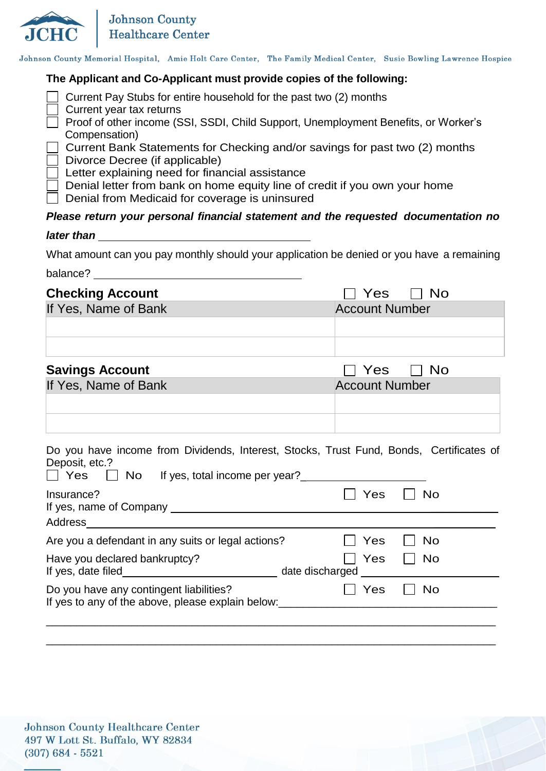**The Applicant and Co-Applicant must provide copies of the following:**

- ☐ Current Pay Stubs for entire household for the past two (2) months
- ☐ Current year tax returns
- ☐ Proof of other income (SSI, SSDI, Child Support, Unemployment Benefits, or Worker's Compensation)
- ☐ Current Bank Statements for Checking and/or savings for past two (2) months
- ☐ Divorce Decree (if applicable)
- ☐ Letter explaining need for financial assistance
- ☐ Denial letter from bank on home equity line of credit if you own your home
- ☐ Denial from Medicaid for coverage is uninsured

***Please return your personal financial statement and the requested documentation no later than*** ______________________________

What amount can you pay monthly should your application be denied or you have a remaining balance? ______________________________

**Checking Account** ☐ Yes ☐ No

| If Yes, Name of Bank | Account Number |
|---|---|
| | |
| | |

**Savings Account** ☐ Yes ☐ No

| If Yes, Name of Bank | Account Number |
|---|---|
| | |
| | |

Do you have income from Dividends, Interest, Stocks, Trust Fund, Bonds, Certificates of Deposit, etc.?
☐ Yes ☐ No If yes, total income per year?______________________

Insurance? ☐ Yes ☐ No
If yes, name of Company ______________________________________________
Address______________________________________________________

Are you a defendant in any suits or legal actions? ☐ Yes ☐ No

Have you declared bankruptcy? ☐ Yes ☐ No
If yes, date filed________________________ date discharged ____________________

Do you have any contingent liabilities? ☐ Yes ☐ No
If yes to any of the above, please explain below:___________________________________

_____________________________________________________________________________

_____________________________________________________________________________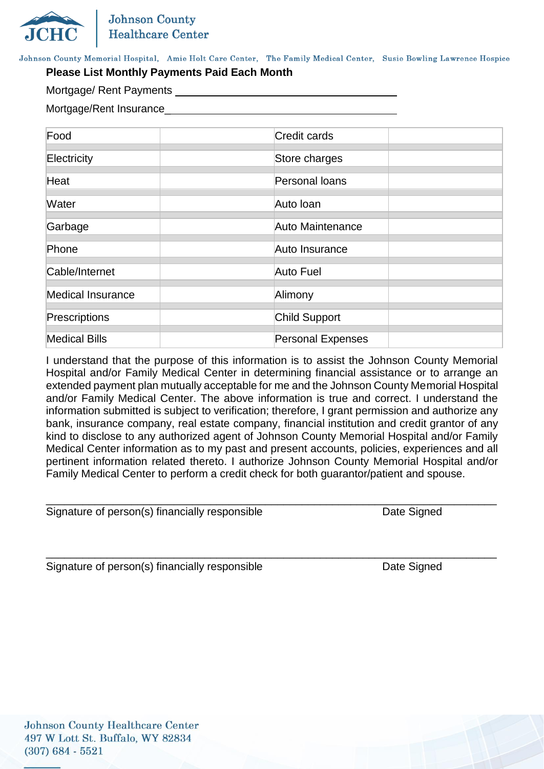**Please List Monthly Payments Paid Each Month**

Mortgage/ Rent Payments ________________________________

Mortgage/Rent Insurance________________________________

| Food | | Credit cards | |
|---|---|---|---|
| Electricity | | Store charges | |
| Heat | | Personal loans | |
| Water | | Auto loan | |
| Garbage | | Auto Maintenance | |
| Phone | | Auto Insurance | |
| Cable/Internet | | Auto Fuel | |
| Medical Insurance | | Alimony | |
| Prescriptions | | Child Support | |
| Medical Bills | | Personal Expenses | |

I understand that the purpose of this information is to assist the Johnson County Memorial Hospital and/or Family Medical Center in determining financial assistance or to arrange an extended payment plan mutually acceptable for me and the Johnson County Memorial Hospital and/or Family Medical Center. The above information is true and correct. I understand the information submitted is subject to verification; therefore, I grant permission and authorize any bank, insurance company, real estate company, financial institution and credit grantor of any kind to disclose to any authorized agent of Johnson County Memorial Hospital and/or Family Medical Center information as to my past and present accounts, policies, experiences and all pertinent information related thereto. I authorize Johnson County Memorial Hospital and/or Family Medical Center to perform a credit check for both guarantor/patient and spouse.

______________________________________________________________________

Signature of person(s) financially responsible Date Signed

______________________________________________________________________

Signature of person(s) financially responsible Date Signed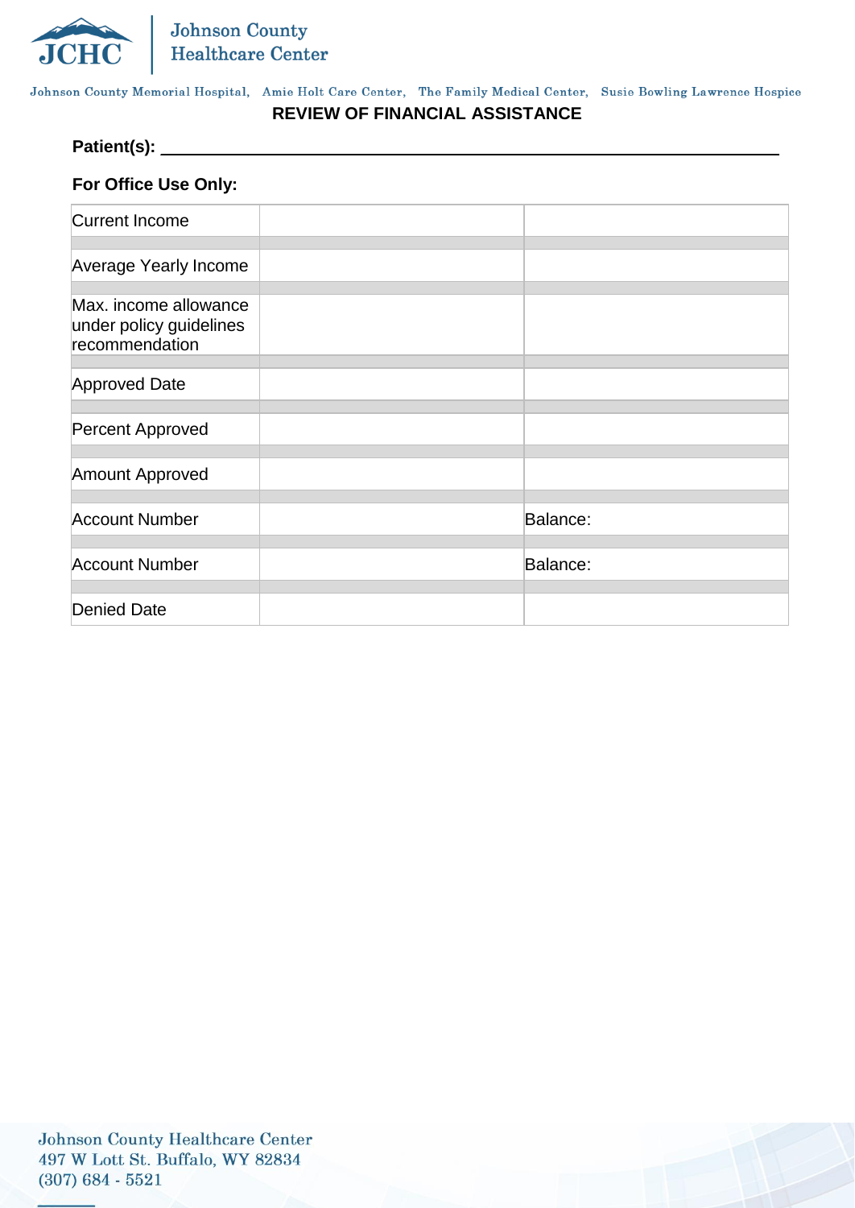Johnson County Healthcare Center

Johnson County Memorial Hospital, Amie Holt Care Center, The Family Medical Center, Susie Bowling Lawrence Hospice

## REVIEW OF FINANCIAL ASSISTANCE

**Patient(s):** ______________________________________________

**For Office Use Only:**

| | | |
|---|---|---|
| Current Income | | |
| Average Yearly Income | | |
| Max. income allowance under policy guidelines recommendation | | |
| Approved Date | | |
| Percent Approved | | |
| Amount Approved | | |
| Account Number | | Balance: |
| Account Number | | Balance: |
| Denied Date | | |

Johnson County Healthcare Center
497 W Lott St. Buffalo, WY 82834
(307) 684 - 5521